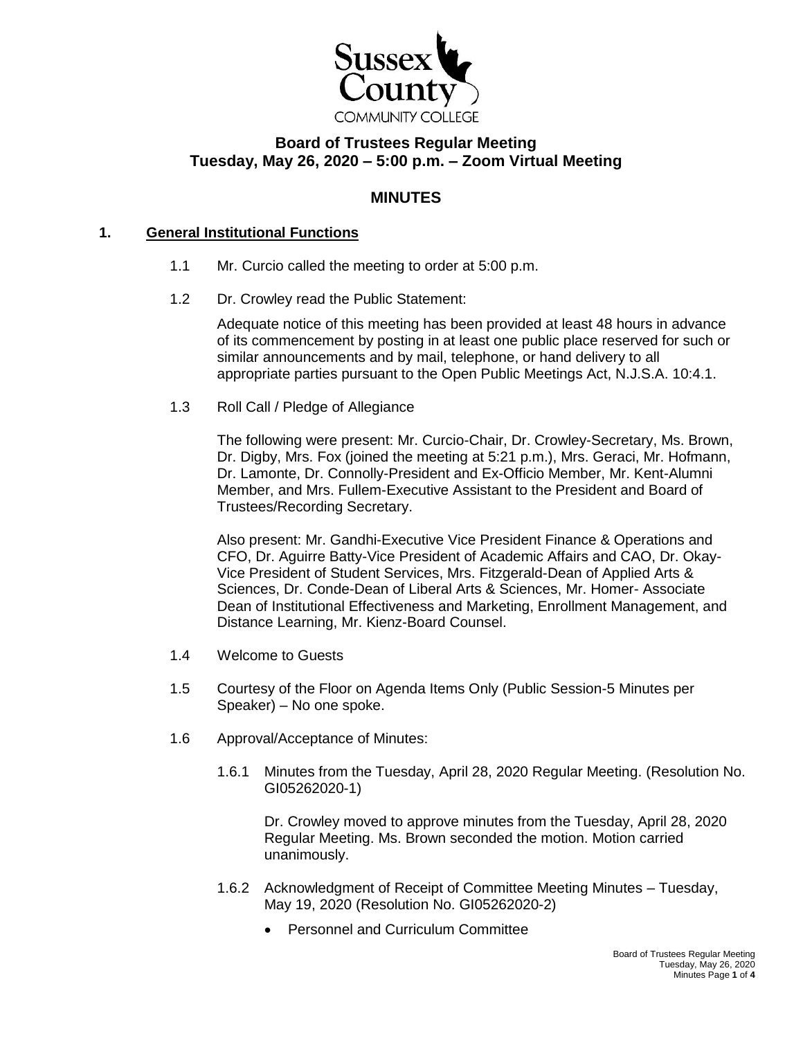Sussex County COMMUNITY COLLEGE

# Board of Trustees Regular Meeting
## Tuesday, May 26, 2020 – 5:00 p.m. – Zoom Virtual Meeting

## MINUTES

### 1. General Institutional Functions

1.1 Mr. Curcio called the meeting to order at 5:00 p.m.

1.2 Dr. Crowley read the Public Statement:

Adequate notice of this meeting has been provided at least 48 hours in advance of its commencement by posting in at least one public place reserved for such or similar announcements and by mail, telephone, or hand delivery to all appropriate parties pursuant to the Open Public Meetings Act, N.J.S.A. 10:4.1.

1.3 Roll Call / Pledge of Allegiance

The following were present: Mr. Curcio-Chair, Dr. Crowley-Secretary, Ms. Brown, Dr. Digby, Mrs. Fox (joined the meeting at 5:21 p.m.), Mrs. Geraci, Mr. Hofmann, Dr. Lamonte, Dr. Connolly-President and Ex-Officio Member, Mr. Kent-Alumni Member, and Mrs. Fullem-Executive Assistant to the President and Board of Trustees/Recording Secretary.

Also present: Mr. Gandhi-Executive Vice President Finance & Operations and CFO, Dr. Aguirre Batty-Vice President of Academic Affairs and CAO, Dr. Okay-Vice President of Student Services, Mrs. Fitzgerald-Dean of Applied Arts & Sciences, Dr. Conde-Dean of Liberal Arts & Sciences, Mr. Homer- Associate Dean of Institutional Effectiveness and Marketing, Enrollment Management, and Distance Learning, Mr. Kienz-Board Counsel.

1.4 Welcome to Guests

1.5 Courtesy of the Floor on Agenda Items Only (Public Session-5 Minutes per Speaker) – No one spoke.

1.6 Approval/Acceptance of Minutes:

1.6.1 Minutes from the Tuesday, April 28, 2020 Regular Meeting. (Resolution No. GI05262020-1)

Dr. Crowley moved to approve minutes from the Tuesday, April 28, 2020 Regular Meeting. Ms. Brown seconded the motion. Motion carried unanimously.

1.6.2 Acknowledgment of Receipt of Committee Meeting Minutes – Tuesday, May 19, 2020 (Resolution No. GI05262020-2)

- Personnel and Curriculum Committee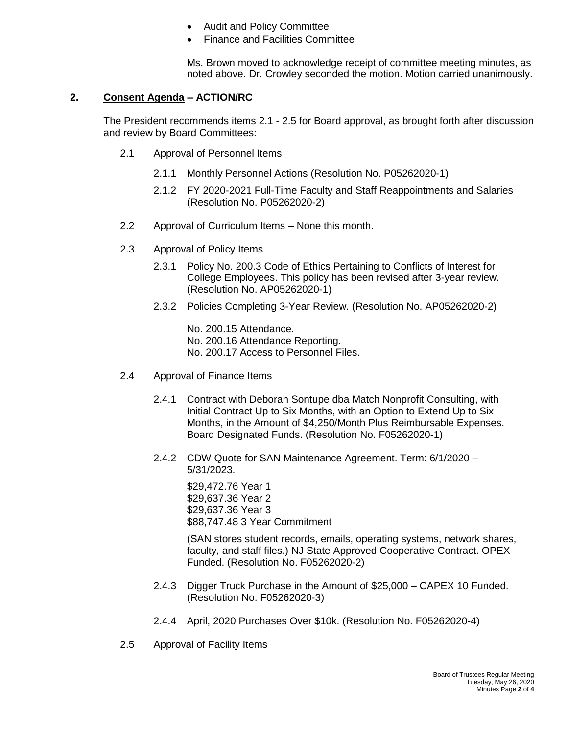- Audit and Policy Committee
- Finance and Facilities Committee

Ms. Brown moved to acknowledge receipt of committee meeting minutes, as noted above. Dr. Crowley seconded the motion. Motion carried unanimously.

## 2. **Consent Agenda – ACTION/RC**

The President recommends items 2.1 - 2.5 for Board approval, as brought forth after discussion and review by Board Committees:

2.1 Approval of Personnel Items

2.1.1 Monthly Personnel Actions (Resolution No. P05262020-1)

2.1.2 FY 2020-2021 Full-Time Faculty and Staff Reappointments and Salaries (Resolution No. P05262020-2)

2.2 Approval of Curriculum Items – None this month.

2.3 Approval of Policy Items

2.3.1 Policy No. 200.3 Code of Ethics Pertaining to Conflicts of Interest for College Employees. This policy has been revised after 3-year review. (Resolution No. AP05262020-1)

2.3.2 Policies Completing 3-Year Review. (Resolution No. AP05262020-2)

No. 200.15 Attendance.
No. 200.16 Attendance Reporting.
No. 200.17 Access to Personnel Files.

2.4 Approval of Finance Items

2.4.1 Contract with Deborah Sontupe dba Match Nonprofit Consulting, with Initial Contract Up to Six Months, with an Option to Extend Up to Six Months, in the Amount of $4,250/Month Plus Reimbursable Expenses. Board Designated Funds. (Resolution No. F05262020-1)

2.4.2 CDW Quote for SAN Maintenance Agreement. Term: 6/1/2020 – 5/31/2023.

$29,472.76 Year 1
$29,637.36 Year 2
$29,637.36 Year 3
$88,747.48 3 Year Commitment

(SAN stores student records, emails, operating systems, network shares, faculty, and staff files.) NJ State Approved Cooperative Contract. OPEX Funded. (Resolution No. F05262020-2)

2.4.3 Digger Truck Purchase in the Amount of $25,000 – CAPEX 10 Funded. (Resolution No. F05262020-3)

2.4.4 April, 2020 Purchases Over $10k. (Resolution No. F05262020-4)

2.5 Approval of Facility Items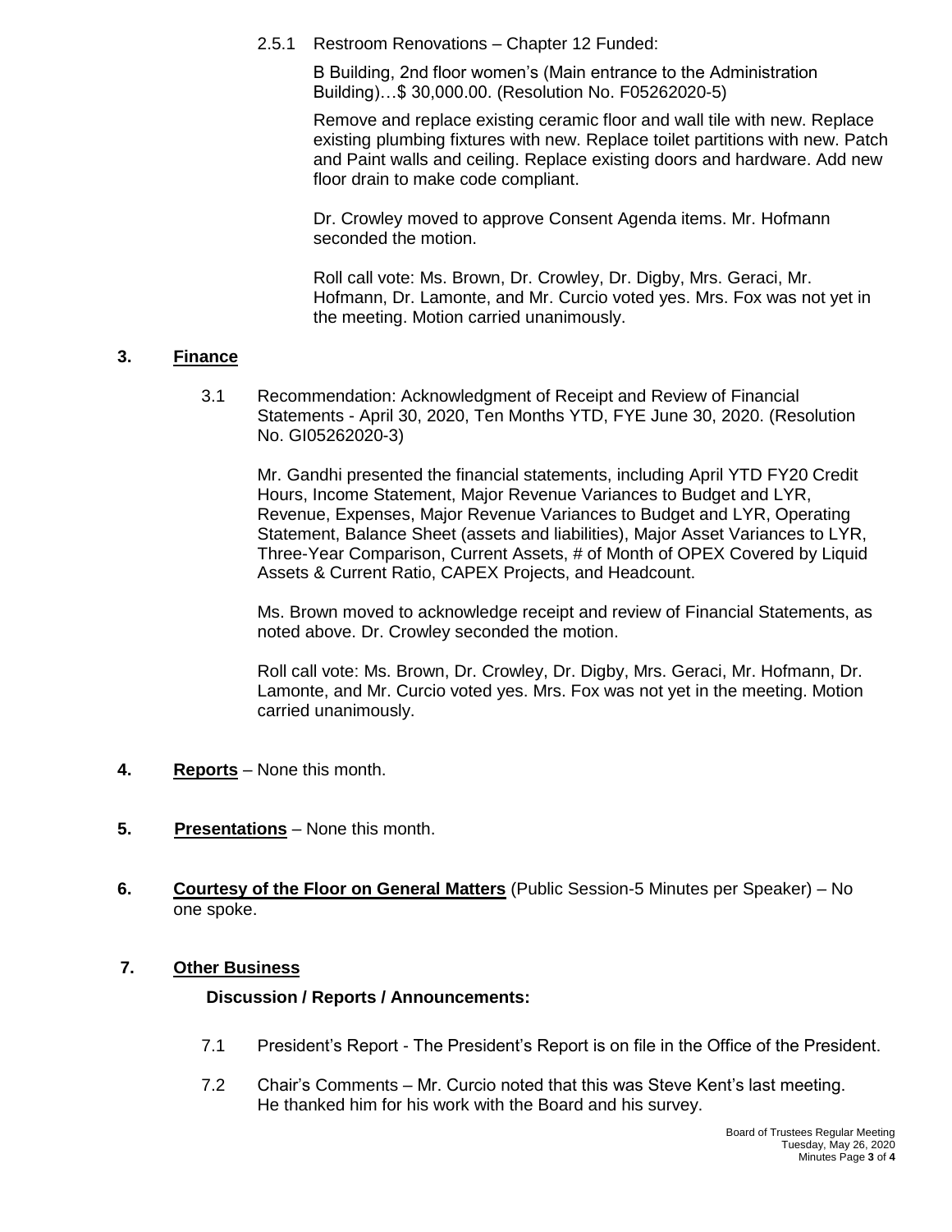2.5.1 Restroom Renovations – Chapter 12 Funded:

B Building, 2nd floor women's (Main entrance to the Administration Building)…$ 30,000.00. (Resolution No. F05262020-5)

Remove and replace existing ceramic floor and wall tile with new. Replace existing plumbing fixtures with new. Replace toilet partitions with new. Patch and Paint walls and ceiling. Replace existing doors and hardware. Add new floor drain to make code compliant.

Dr. Crowley moved to approve Consent Agenda items. Mr. Hofmann seconded the motion.

Roll call vote: Ms. Brown, Dr. Crowley, Dr. Digby, Mrs. Geraci, Mr. Hofmann, Dr. Lamonte, and Mr. Curcio voted yes. Mrs. Fox was not yet in the meeting. Motion carried unanimously.

## 3. **Finance**

3.1 Recommendation: Acknowledgment of Receipt and Review of Financial Statements - April 30, 2020, Ten Months YTD, FYE June 30, 2020. (Resolution No. GI05262020-3)

Mr. Gandhi presented the financial statements, including April YTD FY20 Credit Hours, Income Statement, Major Revenue Variances to Budget and LYR, Revenue, Expenses, Major Revenue Variances to Budget and LYR, Operating Statement, Balance Sheet (assets and liabilities), Major Asset Variances to LYR, Three-Year Comparison, Current Assets, # of Month of OPEX Covered by Liquid Assets & Current Ratio, CAPEX Projects, and Headcount.

Ms. Brown moved to acknowledge receipt and review of Financial Statements, as noted above. Dr. Crowley seconded the motion.

Roll call vote: Ms. Brown, Dr. Crowley, Dr. Digby, Mrs. Geraci, Mr. Hofmann, Dr. Lamonte, and Mr. Curcio voted yes. Mrs. Fox was not yet in the meeting. Motion carried unanimously.

## 4. **Reports** – None this month.

## 5. **Presentations** – None this month.

## 6. **Courtesy of the Floor on General Matters** (Public Session-5 Minutes per Speaker) – No one spoke.

## 7. **Other Business**

**Discussion / Reports / Announcements:**

7.1 President's Report - The President's Report is on file in the Office of the President.

7.2 Chair's Comments – Mr. Curcio noted that this was Steve Kent's last meeting. He thanked him for his work with the Board and his survey.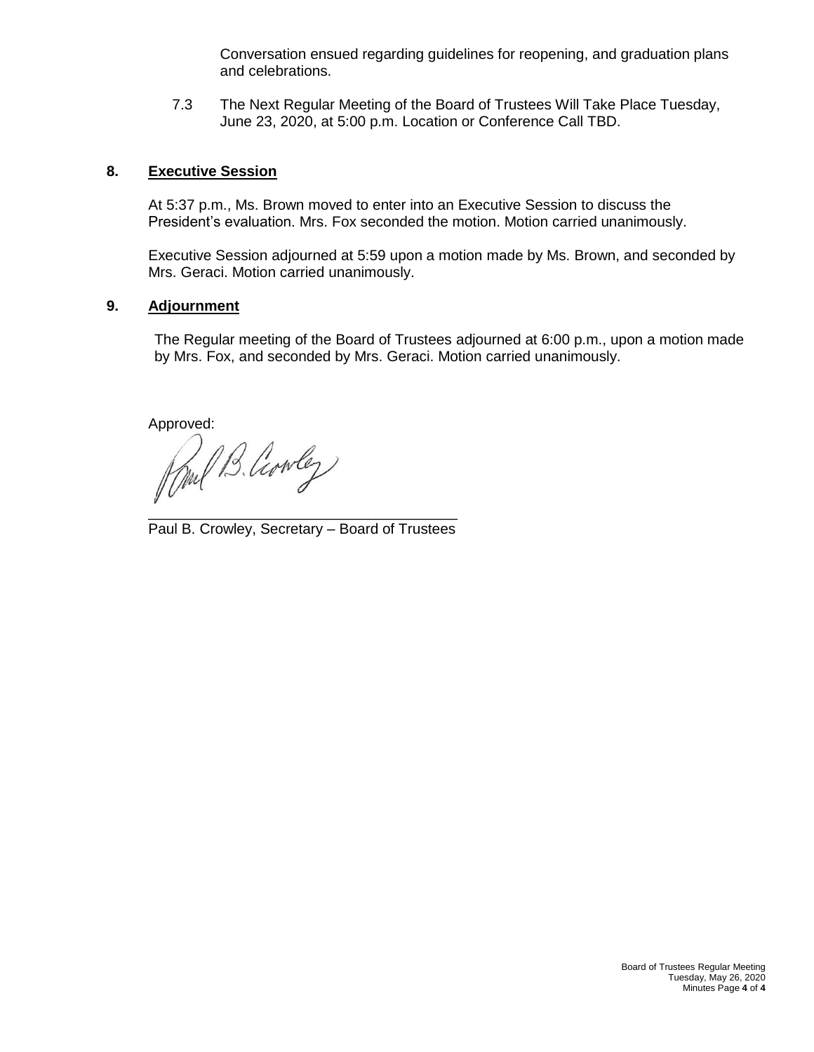Conversation ensued regarding guidelines for reopening, and graduation plans and celebrations.

7.3 The Next Regular Meeting of the Board of Trustees Will Take Place Tuesday, June 23, 2020, at 5:00 p.m. Location or Conference Call TBD.

## 8. Executive Session

At 5:37 p.m., Ms. Brown moved to enter into an Executive Session to discuss the President's evaluation. Mrs. Fox seconded the motion. Motion carried unanimously.

Executive Session adjourned at 5:59 upon a motion made by Ms. Brown, and seconded by Mrs. Geraci. Motion carried unanimously.

## 9. Adjournment

The Regular meeting of the Board of Trustees adjourned at 6:00 p.m., upon a motion made by Mrs. Fox, and seconded by Mrs. Geraci. Motion carried unanimously.

Approved:

Paul B. Crowley

Paul B. Crowley, Secretary – Board of Trustees